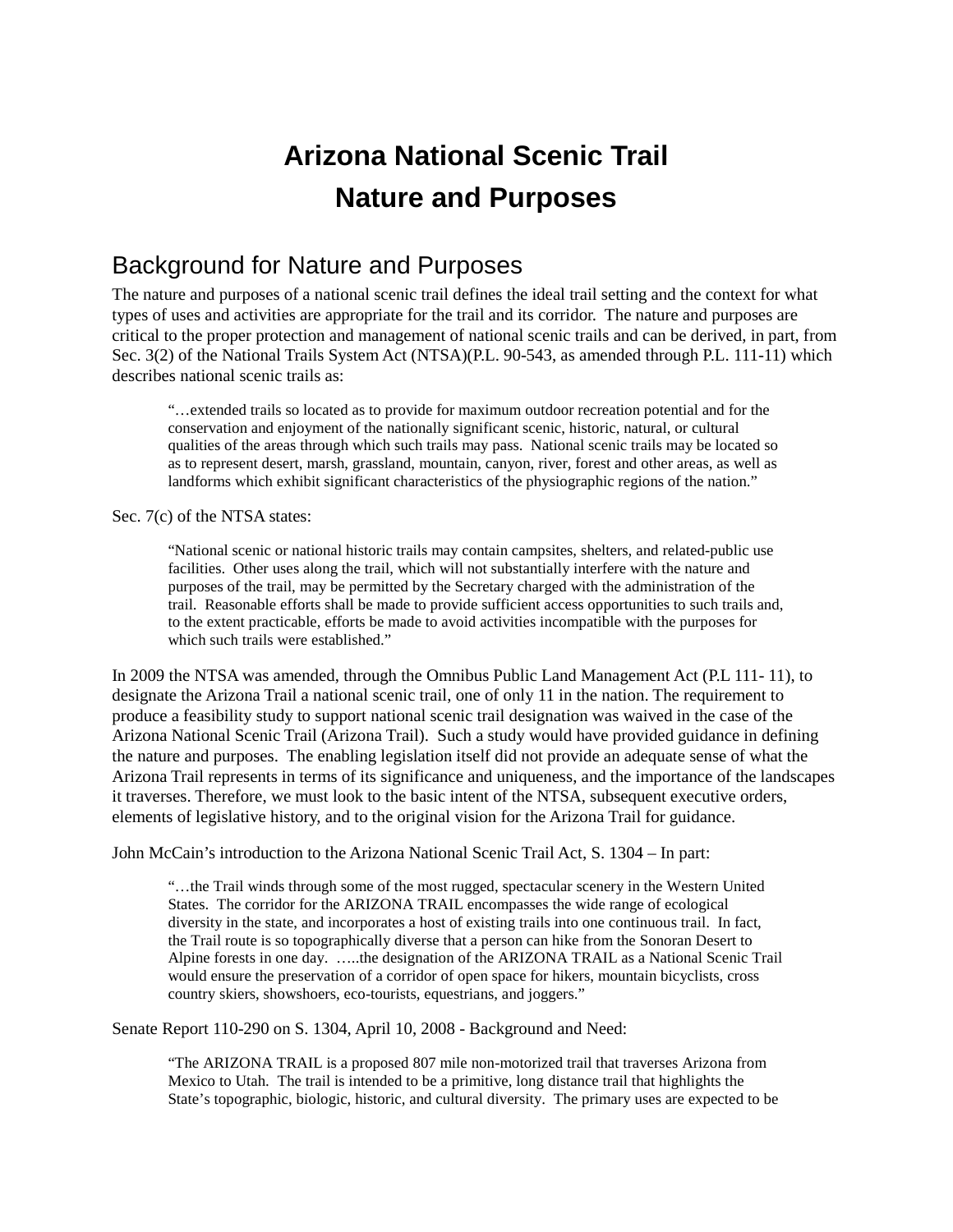# Arizona National Scenic Trail
# Nature and Purposes

## Background for Nature and Purposes

The nature and purposes of a national scenic trail defines the ideal trail setting and the context for what types of uses and activities are appropriate for the trail and its corridor. The nature and purposes are critical to the proper protection and management of national scenic trails and can be derived, in part, from Sec. 3(2) of the National Trails System Act (NTSA)(P.L. 90-543, as amended through P.L. 111-11) which describes national scenic trails as:

> "…extended trails so located as to provide for maximum outdoor recreation potential and for the conservation and enjoyment of the nationally significant scenic, historic, natural, or cultural qualities of the areas through which such trails may pass. National scenic trails may be located so as to represent desert, marsh, grassland, mountain, canyon, river, forest and other areas, as well as landforms which exhibit significant characteristics of the physiographic regions of the nation."

Sec. 7(c) of the NTSA states:

> "National scenic or national historic trails may contain campsites, shelters, and related-public use facilities. Other uses along the trail, which will not substantially interfere with the nature and purposes of the trail, may be permitted by the Secretary charged with the administration of the trail. Reasonable efforts shall be made to provide sufficient access opportunities to such trails and, to the extent practicable, efforts be made to avoid activities incompatible with the purposes for which such trails were established."

In 2009 the NTSA was amended, through the Omnibus Public Land Management Act (P.L 111- 11), to designate the Arizona Trail a national scenic trail, one of only 11 in the nation. The requirement to produce a feasibility study to support national scenic trail designation was waived in the case of the Arizona National Scenic Trail (Arizona Trail). Such a study would have provided guidance in defining the nature and purposes. The enabling legislation itself did not provide an adequate sense of what the Arizona Trail represents in terms of its significance and uniqueness, and the importance of the landscapes it traverses. Therefore, we must look to the basic intent of the NTSA, subsequent executive orders, elements of legislative history, and to the original vision for the Arizona Trail for guidance.

John McCain's introduction to the Arizona National Scenic Trail Act, S. 1304 – In part:

> "…the Trail winds through some of the most rugged, spectacular scenery in the Western United States. The corridor for the ARIZONA TRAIL encompasses the wide range of ecological diversity in the state, and incorporates a host of existing trails into one continuous trail. In fact, the Trail route is so topographically diverse that a person can hike from the Sonoran Desert to Alpine forests in one day. …..the designation of the ARIZONA TRAIL as a National Scenic Trail would ensure the preservation of a corridor of open space for hikers, mountain bicyclists, cross country skiers, showshoers, eco-tourists, equestrians, and joggers."

Senate Report 110-290 on S. 1304, April 10, 2008 - Background and Need:

> "The ARIZONA TRAIL is a proposed 807 mile non-motorized trail that traverses Arizona from Mexico to Utah. The trail is intended to be a primitive, long distance trail that highlights the State's topographic, biologic, historic, and cultural diversity. The primary uses are expected to be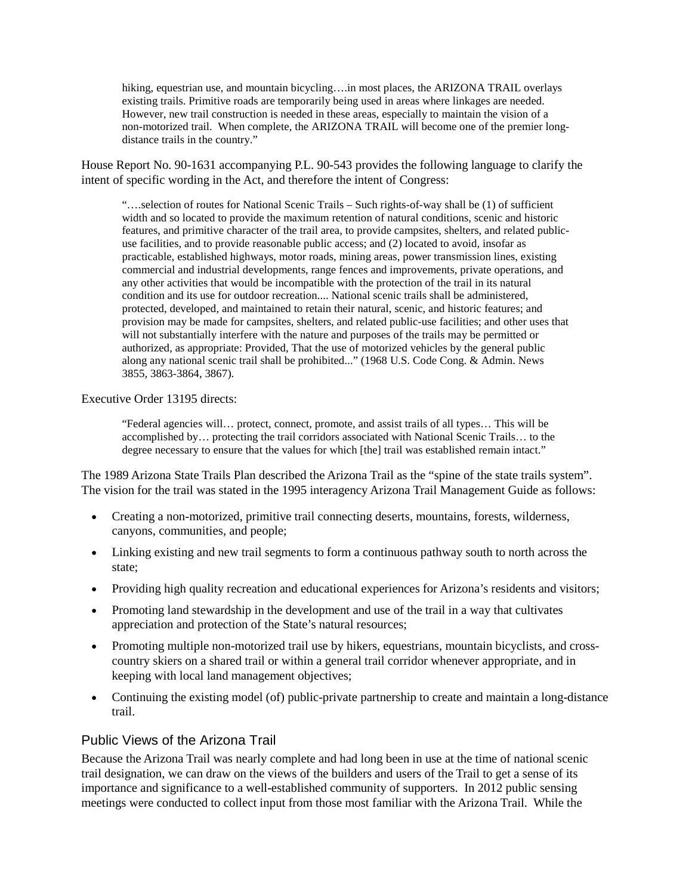> hiking, equestrian use, and mountain bicycling….in most places, the ARIZONA TRAIL overlays existing trails. Primitive roads are temporarily being used in areas where linkages are needed. However, new trail construction is needed in these areas, especially to maintain the vision of a non-motorized trail. When complete, the ARIZONA TRAIL will become one of the premier long-distance trails in the country."

House Report No. 90-1631 accompanying P.L. 90-543 provides the following language to clarify the intent of specific wording in the Act, and therefore the intent of Congress:

> "….selection of routes for National Scenic Trails – Such rights-of-way shall be (1) of sufficient width and so located to provide the maximum retention of natural conditions, scenic and historic features, and primitive character of the trail area, to provide campsites, shelters, and related public-use facilities, and to provide reasonable public access; and (2) located to avoid, insofar as practicable, established highways, motor roads, mining areas, power transmission lines, existing commercial and industrial developments, range fences and improvements, private operations, and any other activities that would be incompatible with the protection of the trail in its natural condition and its use for outdoor recreation.... National scenic trails shall be administered, protected, developed, and maintained to retain their natural, scenic, and historic features; and provision may be made for campsites, shelters, and related public-use facilities; and other uses that will not substantially interfere with the nature and purposes of the trails may be permitted or authorized, as appropriate: Provided, That the use of motorized vehicles by the general public along any national scenic trail shall be prohibited..." (1968 U.S. Code Cong. & Admin. News 3855, 3863-3864, 3867).

Executive Order 13195 directs:

> "Federal agencies will… protect, connect, promote, and assist trails of all types… This will be accomplished by… protecting the trail corridors associated with National Scenic Trails… to the degree necessary to ensure that the values for which [the] trail was established remain intact."

The 1989 Arizona State Trails Plan described the Arizona Trail as the "spine of the state trails system". The vision for the trail was stated in the 1995 interagency Arizona Trail Management Guide as follows:

- Creating a non-motorized, primitive trail connecting deserts, mountains, forests, wilderness, canyons, communities, and people;
- Linking existing and new trail segments to form a continuous pathway south to north across the state;
- Providing high quality recreation and educational experiences for Arizona's residents and visitors;
- Promoting land stewardship in the development and use of the trail in a way that cultivates appreciation and protection of the State's natural resources;
- Promoting multiple non-motorized trail use by hikers, equestrians, mountain bicyclists, and cross-country skiers on a shared trail or within a general trail corridor whenever appropriate, and in keeping with local land management objectives;
- Continuing the existing model (of) public-private partnership to create and maintain a long-distance trail.

## Public Views of the Arizona Trail

Because the Arizona Trail was nearly complete and had long been in use at the time of national scenic trail designation, we can draw on the views of the builders and users of the Trail to get a sense of its importance and significance to a well-established community of supporters. In 2012 public sensing meetings were conducted to collect input from those most familiar with the Arizona Trail. While the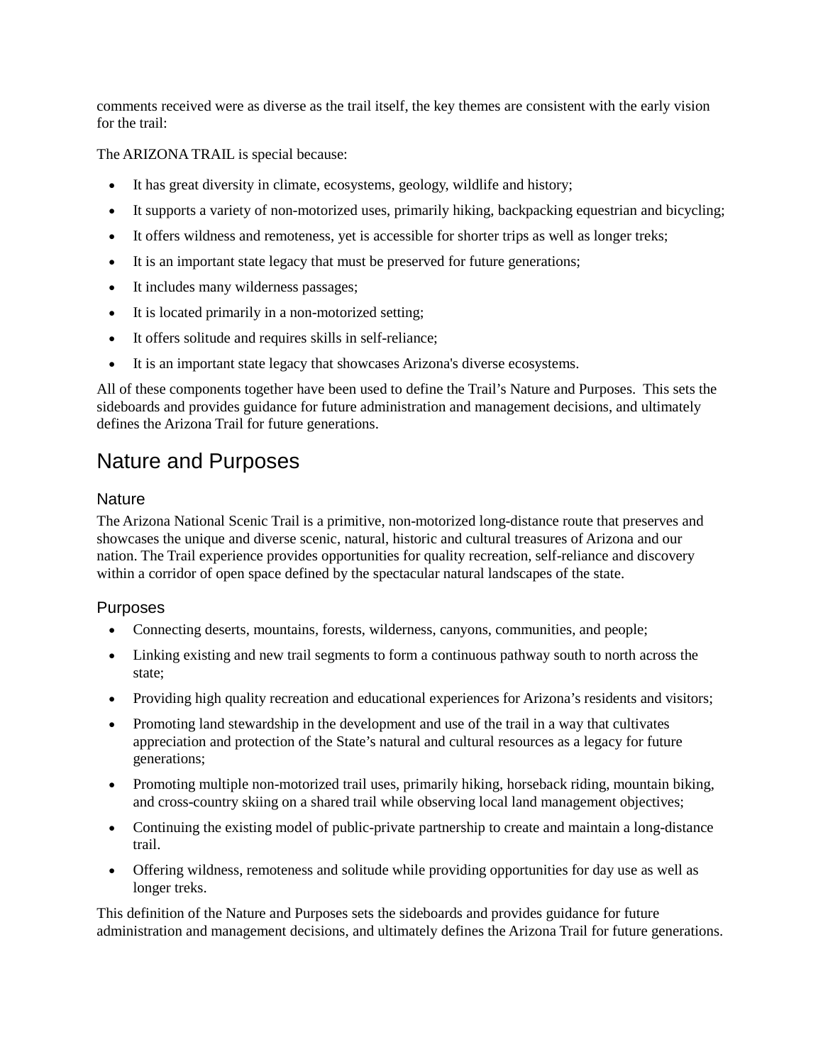comments received were as diverse as the trail itself, the key themes are consistent with the early vision for the trail:

The ARIZONA TRAIL is special because:

- It has great diversity in climate, ecosystems, geology, wildlife and history;
- It supports a variety of non-motorized uses, primarily hiking, backpacking equestrian and bicycling;
- It offers wildness and remoteness, yet is accessible for shorter trips as well as longer treks;
- It is an important state legacy that must be preserved for future generations;
- It includes many wilderness passages;
- It is located primarily in a non-motorized setting;
- It offers solitude and requires skills in self-reliance;
- It is an important state legacy that showcases Arizona's diverse ecosystems.

All of these components together have been used to define the Trail's Nature and Purposes. This sets the sideboards and provides guidance for future administration and management decisions, and ultimately defines the Arizona Trail for future generations.

# Nature and Purposes

## Nature

The Arizona National Scenic Trail is a primitive, non-motorized long-distance route that preserves and showcases the unique and diverse scenic, natural, historic and cultural treasures of Arizona and our nation. The Trail experience provides opportunities for quality recreation, self-reliance and discovery within a corridor of open space defined by the spectacular natural landscapes of the state.

## Purposes

- Connecting deserts, mountains, forests, wilderness, canyons, communities, and people;
- Linking existing and new trail segments to form a continuous pathway south to north across the state;
- Providing high quality recreation and educational experiences for Arizona's residents and visitors;
- Promoting land stewardship in the development and use of the trail in a way that cultivates appreciation and protection of the State's natural and cultural resources as a legacy for future generations;
- Promoting multiple non-motorized trail uses, primarily hiking, horseback riding, mountain biking, and cross-country skiing on a shared trail while observing local land management objectives;
- Continuing the existing model of public-private partnership to create and maintain a long-distance trail.
- Offering wildness, remoteness and solitude while providing opportunities for day use as well as longer treks.

This definition of the Nature and Purposes sets the sideboards and provides guidance for future administration and management decisions, and ultimately defines the Arizona Trail for future generations.